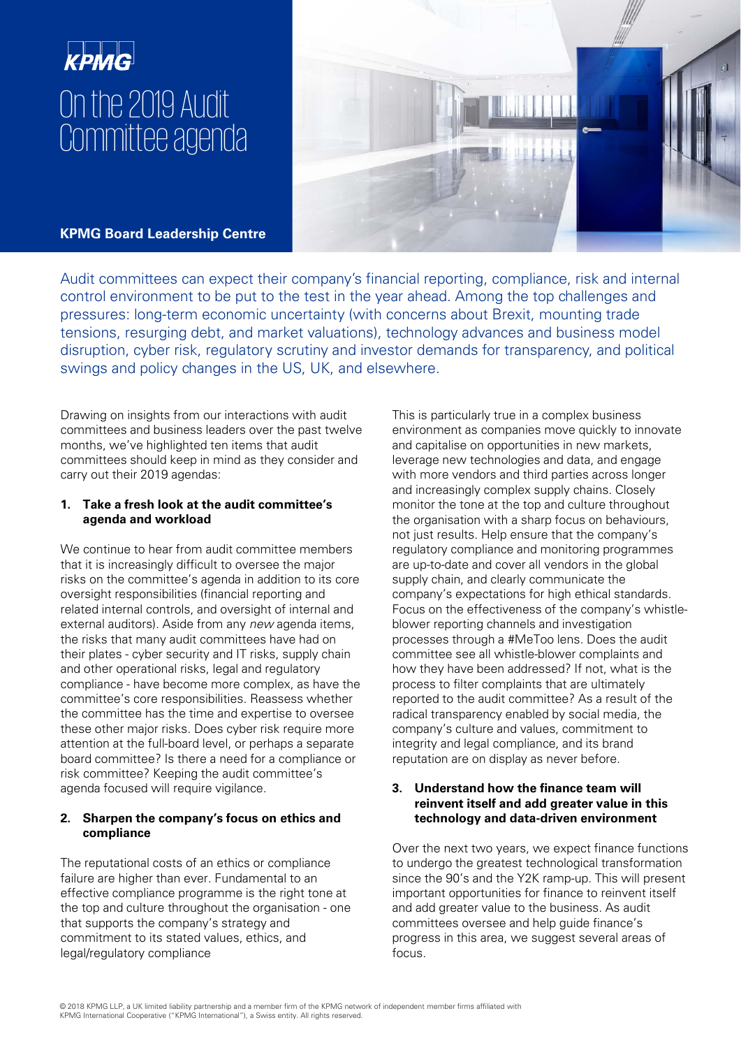KPMG

# On the 2019 Audit Committee agenda

**KPMG Board Leadership Centre**

Audit committees can expect their company's financial reporting, compliance, risk and internal control environment to be put to the test in the year ahead. Among the top challenges and pressures: long-term economic uncertainty (with concerns about Brexit, mounting trade tensions, resurging debt, and market valuations), technology advances and business model disruption, cyber risk, regulatory scrutiny and investor demands for transparency, and political swings and policy changes in the US, UK, and elsewhere.

Drawing on insights from our interactions with audit committees and business leaders over the past twelve months, we've highlighted ten items that audit committees should keep in mind as they consider and carry out their 2019 agendas:

### 1. Take a fresh look at the audit committee's agenda and workload

We continue to hear from audit committee members that it is increasingly difficult to oversee the major risks on the committee's agenda in addition to its core oversight responsibilities (financial reporting and related internal controls, and oversight of internal and external auditors). Aside from any *new* agenda items, the risks that many audit committees have had on their plates - cyber security and IT risks, supply chain and other operational risks, legal and regulatory compliance - have become more complex, as have the committee's core responsibilities. Reassess whether the committee has the time and expertise to oversee these other major risks. Does cyber risk require more attention at the full-board level, or perhaps a separate board committee? Is there a need for a compliance or risk committee? Keeping the audit committee's agenda focused will require vigilance.

### 2. Sharpen the company's focus on ethics and compliance

The reputational costs of an ethics or compliance failure are higher than ever. Fundamental to an effective compliance programme is the right tone at the top and culture throughout the organisation - one that supports the company's strategy and commitment to its stated values, ethics, and legal/regulatory compliance

This is particularly true in a complex business environment as companies move quickly to innovate and capitalise on opportunities in new markets, leverage new technologies and data, and engage with more vendors and third parties across longer and increasingly complex supply chains. Closely monitor the tone at the top and culture throughout the organisation with a sharp focus on behaviours, not just results. Help ensure that the company's regulatory compliance and monitoring programmes are up-to-date and cover all vendors in the global supply chain, and clearly communicate the company's expectations for high ethical standards. Focus on the effectiveness of the company's whistle-blower reporting channels and investigation processes through a #MeToo lens. Does the audit committee see all whistle-blower complaints and how they have been addressed? If not, what is the process to filter complaints that are ultimately reported to the audit committee? As a result of the radical transparency enabled by social media, the company's culture and values, commitment to integrity and legal compliance, and its brand reputation are on display as never before.

### 3. Understand how the finance team will reinvent itself and add greater value in this technology and data-driven environment

Over the next two years, we expect finance functions to undergo the greatest technological transformation since the 90's and the Y2K ramp-up. This will present important opportunities for finance to reinvent itself and add greater value to the business. As audit committees oversee and help guide finance's progress in this area, we suggest several areas of focus.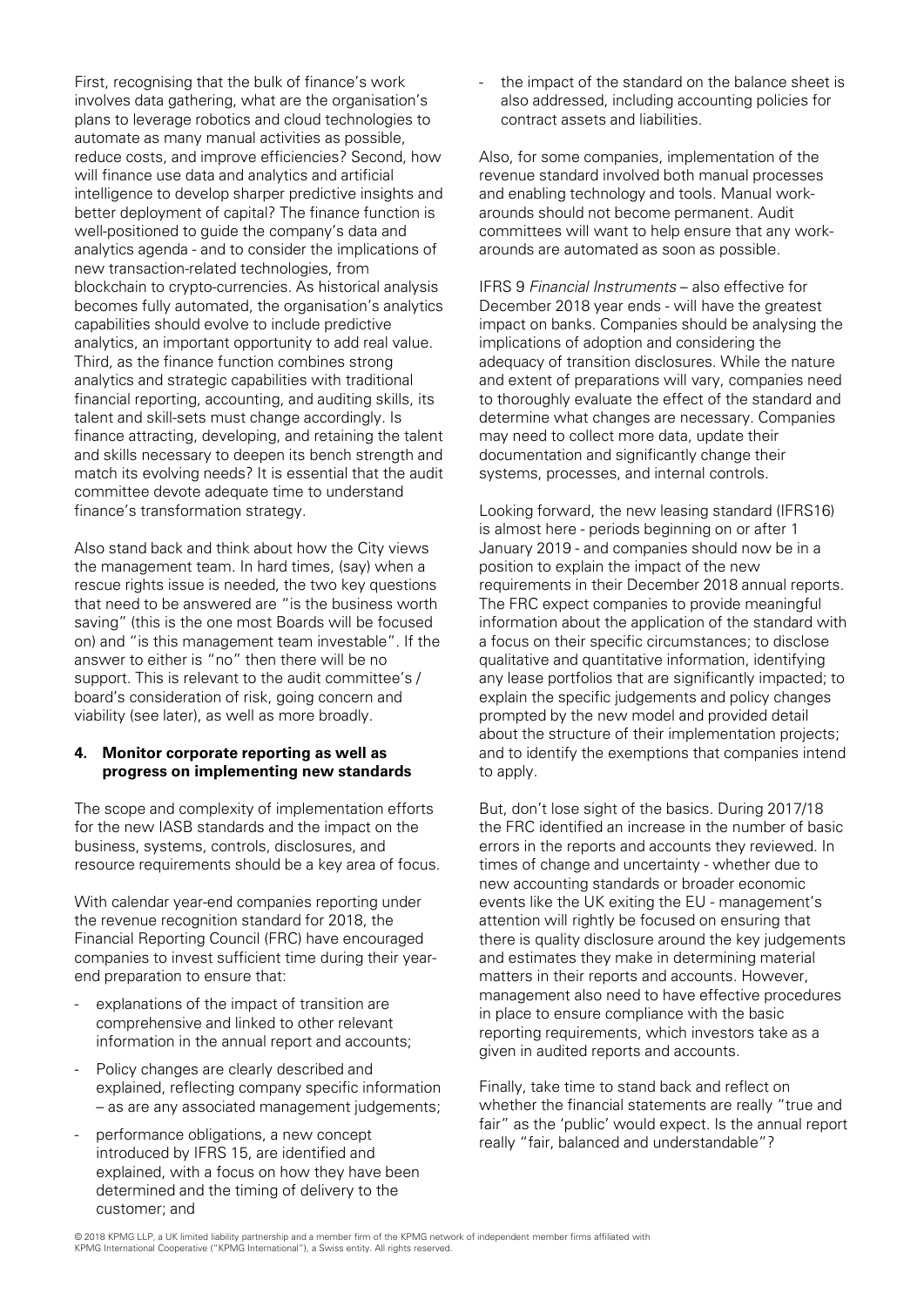First, recognising that the bulk of finance's work involves data gathering, what are the organisation's plans to leverage robotics and cloud technologies to automate as many manual activities as possible, reduce costs, and improve efficiencies? Second, how will finance use data and analytics and artificial intelligence to develop sharper predictive insights and better deployment of capital? The finance function is well-positioned to guide the company's data and analytics agenda - and to consider the implications of new transaction-related technologies, from blockchain to crypto-currencies. As historical analysis becomes fully automated, the organisation's analytics capabilities should evolve to include predictive analytics, an important opportunity to add real value. Third, as the finance function combines strong analytics and strategic capabilities with traditional financial reporting, accounting, and auditing skills, its talent and skill-sets must change accordingly. Is finance attracting, developing, and retaining the talent and skills necessary to deepen its bench strength and match its evolving needs? It is essential that the audit committee devote adequate time to understand finance's transformation strategy.

Also stand back and think about how the City views the management team. In hard times, (say) when a rescue rights issue is needed, the two key questions that need to be answered are "is the business worth saving" (this is the one most Boards will be focused on) and "is this management team investable". If the answer to either is "no" then there will be no support. This is relevant to the audit committee's / board's consideration of risk, going concern and viability (see later), as well as more broadly.

#### 4. Monitor corporate reporting as well as progress on implementing new standards

The scope and complexity of implementation efforts for the new IASB standards and the impact on the business, systems, controls, disclosures, and resource requirements should be a key area of focus.

With calendar year-end companies reporting under the revenue recognition standard for 2018, the Financial Reporting Council (FRC) have encouraged companies to invest sufficient time during their year-end preparation to ensure that:

- explanations of the impact of transition are comprehensive and linked to other relevant information in the annual report and accounts;
- Policy changes are clearly described and explained, reflecting company specific information – as are any associated management judgements;
- performance obligations, a new concept introduced by IFRS 15, are identified and explained, with a focus on how they have been determined and the timing of delivery to the customer; and
- the impact of the standard on the balance sheet is also addressed, including accounting policies for contract assets and liabilities.

Also, for some companies, implementation of the revenue standard involved both manual processes and enabling technology and tools. Manual work-arounds should not become permanent. Audit committees will want to help ensure that any work-arounds are automated as soon as possible.

IFRS 9 *Financial Instruments* – also effective for December 2018 year ends - will have the greatest impact on banks. Companies should be analysing the implications of adoption and considering the adequacy of transition disclosures. While the nature and extent of preparations will vary, companies need to thoroughly evaluate the effect of the standard and determine what changes are necessary. Companies may need to collect more data, update their documentation and significantly change their systems, processes, and internal controls.

Looking forward, the new leasing standard (IFRS16) is almost here - periods beginning on or after 1 January 2019 - and companies should now be in a position to explain the impact of the new requirements in their December 2018 annual reports. The FRC expect companies to provide meaningful information about the application of the standard with a focus on their specific circumstances; to disclose qualitative and quantitative information, identifying any lease portfolios that are significantly impacted; to explain the specific judgements and policy changes prompted by the new model and provided detail about the structure of their implementation projects; and to identify the exemptions that companies intend to apply.

But, don't lose sight of the basics. During 2017/18 the FRC identified an increase in the number of basic errors in the reports and accounts they reviewed. In times of change and uncertainty - whether due to new accounting standards or broader economic events like the UK exiting the EU - management's attention will rightly be focused on ensuring that there is quality disclosure around the key judgements and estimates they make in determining material matters in their reports and accounts. However, management also need to have effective procedures in place to ensure compliance with the basic reporting requirements, which investors take as a given in audited reports and accounts.

Finally, take time to stand back and reflect on whether the financial statements are really "true and fair" as the 'public' would expect. Is the annual report really "fair, balanced and understandable"?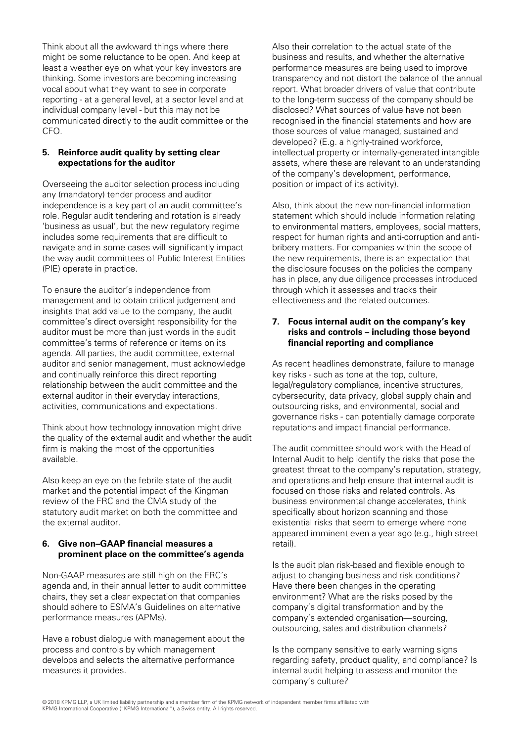Think about all the awkward things where there might be some reluctance to be open. And keep at least a weather eye on what your key investors are thinking. Some investors are becoming increasing vocal about what they want to see in corporate reporting - at a general level, at a sector level and at individual company level - but this may not be communicated directly to the audit committee or the CFO.

### 5. Reinforce audit quality by setting clear expectations for the auditor

Overseeing the auditor selection process including any (mandatory) tender process and auditor independence is a key part of an audit committee's role. Regular audit tendering and rotation is already 'business as usual', but the new regulatory regime includes some requirements that are difficult to navigate and in some cases will significantly impact the way audit committees of Public Interest Entities (PIE) operate in practice.

To ensure the auditor's independence from management and to obtain critical judgement and insights that add value to the company, the audit committee's direct oversight responsibility for the auditor must be more than just words in the audit committee's terms of reference or items on its agenda. All parties, the audit committee, external auditor and senior management, must acknowledge and continually reinforce this direct reporting relationship between the audit committee and the external auditor in their everyday interactions, activities, communications and expectations.

Think about how technology innovation might drive the quality of the external audit and whether the audit firm is making the most of the opportunities available.

Also keep an eye on the febrile state of the audit market and the potential impact of the Kingman review of the FRC and the CMA study of the statutory audit market on both the committee and the external auditor.

### 6. Give non–GAAP financial measures a prominent place on the committee's agenda

Non-GAAP measures are still high on the FRC's agenda and, in their annual letter to audit committee chairs, they set a clear expectation that companies should adhere to ESMA's Guidelines on alternative performance measures (APMs).

Have a robust dialogue with management about the process and controls by which management develops and selects the alternative performance measures it provides.

Also their correlation to the actual state of the business and results, and whether the alternative performance measures are being used to improve transparency and not distort the balance of the annual report. What broader drivers of value that contribute to the long-term success of the company should be disclosed? What sources of value have not been recognised in the financial statements and how are those sources of value managed, sustained and developed? (E.g. a highly-trained workforce, intellectual property or internally-generated intangible assets, where these are relevant to an understanding of the company's development, performance, position or impact of its activity).

Also, think about the new non-financial information statement which should include information relating to environmental matters, employees, social matters, respect for human rights and anti-corruption and anti-bribery matters. For companies within the scope of the new requirements, there is an expectation that the disclosure focuses on the policies the company has in place, any due diligence processes introduced through which it assesses and tracks their effectiveness and the related outcomes.

### 7. Focus internal audit on the company's key risks and controls – including those beyond financial reporting and compliance

As recent headlines demonstrate, failure to manage key risks - such as tone at the top, culture, legal/regulatory compliance, incentive structures, cybersecurity, data privacy, global supply chain and outsourcing risks, and environmental, social and governance risks - can potentially damage corporate reputations and impact financial performance.

The audit committee should work with the Head of Internal Audit to help identify the risks that pose the greatest threat to the company's reputation, strategy, and operations and help ensure that internal audit is focused on those risks and related controls. As business environmental change accelerates, think specifically about horizon scanning and those existential risks that seem to emerge where none appeared imminent even a year ago (e.g., high street retail).

Is the audit plan risk-based and flexible enough to adjust to changing business and risk conditions? Have there been changes in the operating environment? What are the risks posed by the company's digital transformation and by the company's extended organisation—sourcing, outsourcing, sales and distribution channels?

Is the company sensitive to early warning signs regarding safety, product quality, and compliance? Is internal audit helping to assess and monitor the company's culture?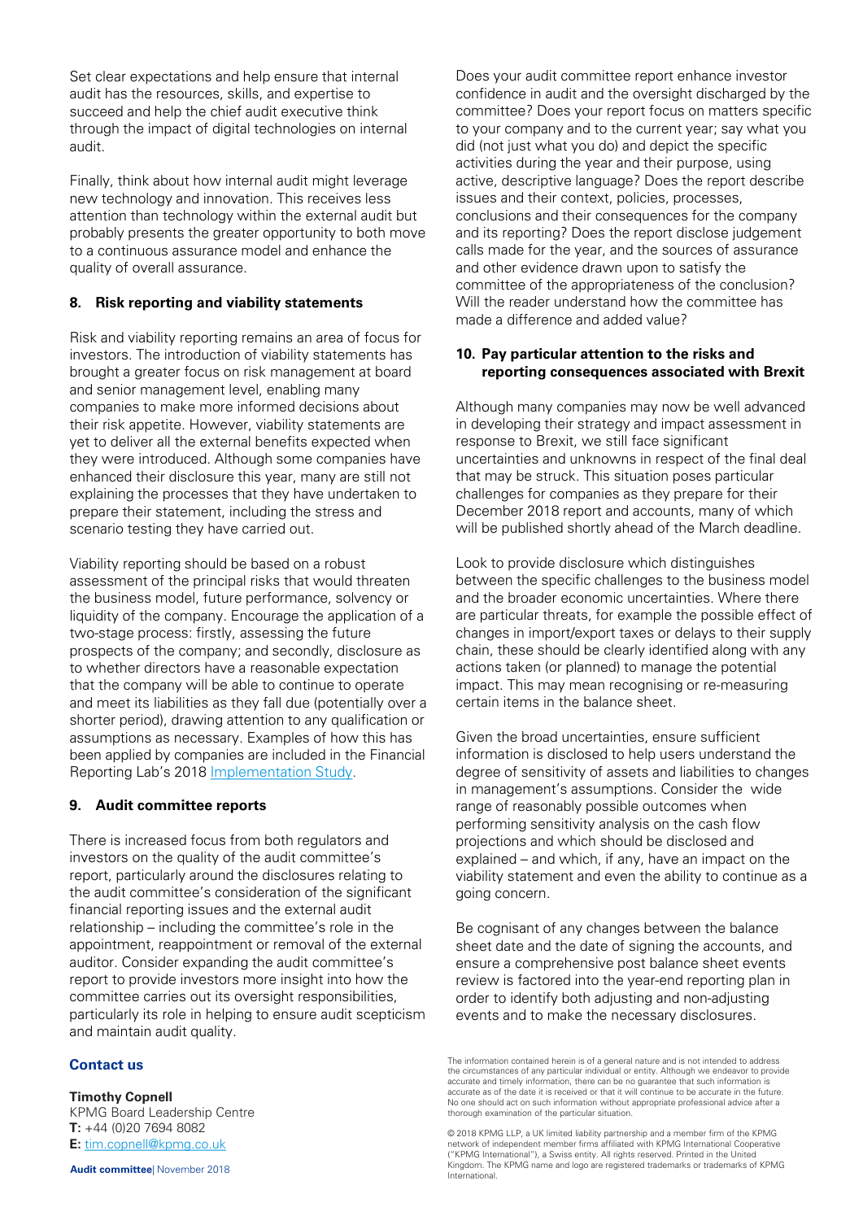Set clear expectations and help ensure that internal audit has the resources, skills, and expertise to succeed and help the chief audit executive think through the impact of digital technologies on internal audit.

Finally, think about how internal audit might leverage new technology and innovation. This receives less attention than technology within the external audit but probably presents the greater opportunity to both move to a continuous assurance model and enhance the quality of overall assurance.

### 8. Risk reporting and viability statements

Risk and viability reporting remains an area of focus for investors. The introduction of viability statements has brought a greater focus on risk management at board and senior management level, enabling many companies to make more informed decisions about their risk appetite. However, viability statements are yet to deliver all the external benefits expected when they were introduced. Although some companies have enhanced their disclosure this year, many are still not explaining the processes that they have undertaken to prepare their statement, including the stress and scenario testing they have carried out.

Viability reporting should be based on a robust assessment of the principal risks that would threaten the business model, future performance, solvency or liquidity of the company. Encourage the application of a two-stage process: firstly, assessing the future prospects of the company; and secondly, disclosure as to whether directors have a reasonable expectation that the company will be able to continue to operate and meet its liabilities as they fall due (potentially over a shorter period), drawing attention to any qualification or assumptions as necessary. Examples of how this has been applied by companies are included in the Financial Reporting Lab's 2018 Implementation Study.

### 9. Audit committee reports

There is increased focus from both regulators and investors on the quality of the audit committee's report, particularly around the disclosures relating to the audit committee's consideration of the significant financial reporting issues and the external audit relationship – including the committee's role in the appointment, reappointment or removal of the external auditor. Consider expanding the audit committee's report to provide investors more insight into how the committee carries out its oversight responsibilities, particularly its role in helping to ensure audit scepticism and maintain audit quality.

Does your audit committee report enhance investor confidence in audit and the oversight discharged by the committee? Does your report focus on matters specific to your company and to the current year; say what you did (not just what you do) and depict the specific activities during the year and their purpose, using active, descriptive language? Does the report describe issues and their context, policies, processes, conclusions and their consequences for the company and its reporting? Does the report disclose judgement calls made for the year, and the sources of assurance and other evidence drawn upon to satisfy the committee of the appropriateness of the conclusion? Will the reader understand how the committee has made a difference and added value?

### 10. Pay particular attention to the risks and reporting consequences associated with Brexit

Although many companies may now be well advanced in developing their strategy and impact assessment in response to Brexit, we still face significant uncertainties and unknowns in respect of the final deal that may be struck. This situation poses particular challenges for companies as they prepare for their December 2018 report and accounts, many of which will be published shortly ahead of the March deadline.

Look to provide disclosure which distinguishes between the specific challenges to the business model and the broader economic uncertainties. Where there are particular threats, for example the possible effect of changes in import/export taxes or delays to their supply chain, these should be clearly identified along with any actions taken (or planned) to manage the potential impact. This may mean recognising or re-measuring certain items in the balance sheet.

Given the broad uncertainties, ensure sufficient information is disclosed to help users understand the degree of sensitivity of assets and liabilities to changes in management's assumptions. Consider the wide range of reasonably possible outcomes when performing sensitivity analysis on the cash flow projections and which should be disclosed and explained – and which, if any, have an impact on the viability statement and even the ability to continue as a going concern.

Be cognisant of any changes between the balance sheet date and the date of signing the accounts, and ensure a comprehensive post balance sheet events review is factored into the year-end reporting plan in order to identify both adjusting and non-adjusting events and to make the necessary disclosures.

### Contact us

**Timothy Copnell**
KPMG Board Leadership Centre
**T:** +44 (0)20 7694 8082
**E:** tim.copnell@kpmg.co.uk

The information contained herein is of a general nature and is not intended to address the circumstances of any particular individual or entity. Although we endeavor to provide accurate and timely information, there can be no guarantee that such information is accurate as of the date it is received or that it will continue to be accurate in the future. No one should act on such information without appropriate professional advice after a thorough examination of the particular situation.

© 2018 KPMG LLP, a UK limited liability partnership and a member firm of the KPMG network of independent member firms affiliated with KPMG International Cooperative ("KPMG International"), a Swiss entity. All rights reserved. Printed in the United Kingdom. The KPMG name and logo are registered trademarks or trademarks of KPMG International.